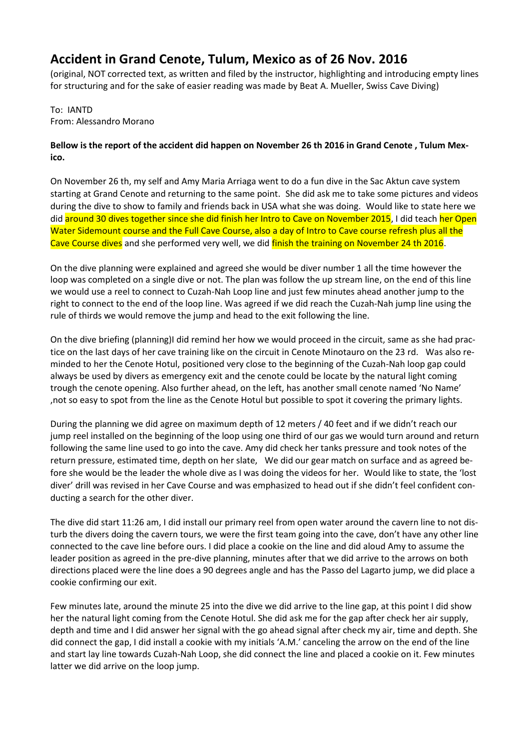# Accident in Grand Cenote, Tulum, Mexico as of 26 Nov. 2016

(original, NOT corrected text, as written and filed by the instructor, highlighting and introducing empty lines for structuring and for the sake of easier reading was made by Beat A. Mueller, Swiss Cave Diving)

To: IANTD
From: Alessandro Morano

**Bellow is the report of the accident did happen on November 26 th 2016 in Grand Cenote , Tulum Mexico.**

On November 26 th, my self and Amy Maria Arriaga went to do a fun dive in the Sac Aktun cave system starting at Grand Cenote and returning to the same point. She did ask me to take some pictures and videos during the dive to show to family and friends back in USA what she was doing. Would like to state here we did around 30 dives together since she did finish her Intro to Cave on November 2015, I did teach her Open Water Sidemount course and the Full Cave Course, also a day of Intro to Cave course refresh plus all the Cave Course dives and she performed very well, we did finish the training on November 24 th 2016.

On the dive planning were explained and agreed she would be diver number 1 all the time however the loop was completed on a single dive or not. The plan was follow the up stream line, on the end of this line we would use a reel to connect to Cuzah-Nah Loop line and just few minutes ahead another jump to the right to connect to the end of the loop line. Was agreed if we did reach the Cuzah-Nah jump line using the rule of thirds we would remove the jump and head to the exit following the line.

On the dive briefing (planning)I did remind her how we would proceed in the circuit, same as she had practice on the last days of her cave training like on the circuit in Cenote Minotauro on the 23 rd. Was also reminded to her the Cenote Hotul, positioned very close to the beginning of the Cuzah-Nah loop gap could always be used by divers as emergency exit and the cenote could be locate by the natural light coming trough the cenote opening. Also further ahead, on the left, has another small cenote named 'No Name' ,not so easy to spot from the line as the Cenote Hotul but possible to spot it covering the primary lights.

During the planning we did agree on maximum depth of 12 meters / 40 feet and if we didn't reach our jump reel installed on the beginning of the loop using one third of our gas we would turn around and return following the same line used to go into the cave. Amy did check her tanks pressure and took notes of the return pressure, estimated time, depth on her slate, We did our gear match on surface and as agreed before she would be the leader the whole dive as I was doing the videos for her. Would like to state, the 'lost diver' drill was revised in her Cave Course and was emphasized to head out if she didn't feel confident conducting a search for the other diver.

The dive did start 11:26 am, I did install our primary reel from open water around the cavern line to not disturb the divers doing the cavern tours, we were the first team going into the cave, don't have any other line connected to the cave line before ours. I did place a cookie on the line and did aloud Amy to assume the leader position as agreed in the pre-dive planning, minutes after that we did arrive to the arrows on both directions placed were the line does a 90 degrees angle and has the Passo del Lagarto jump, we did place a cookie confirming our exit.

Few minutes late, around the minute 25 into the dive we did arrive to the line gap, at this point I did show her the natural light coming from the Cenote Hotul. She did ask me for the gap after check her air supply, depth and time and I did answer her signal with the go ahead signal after check my air, time and depth. She did connect the gap, I did install a cookie with my initials 'A.M.' canceling the arrow on the end of the line and start lay line towards Cuzah-Nah Loop, she did connect the line and placed a cookie on it. Few minutes latter we did arrive on the loop jump.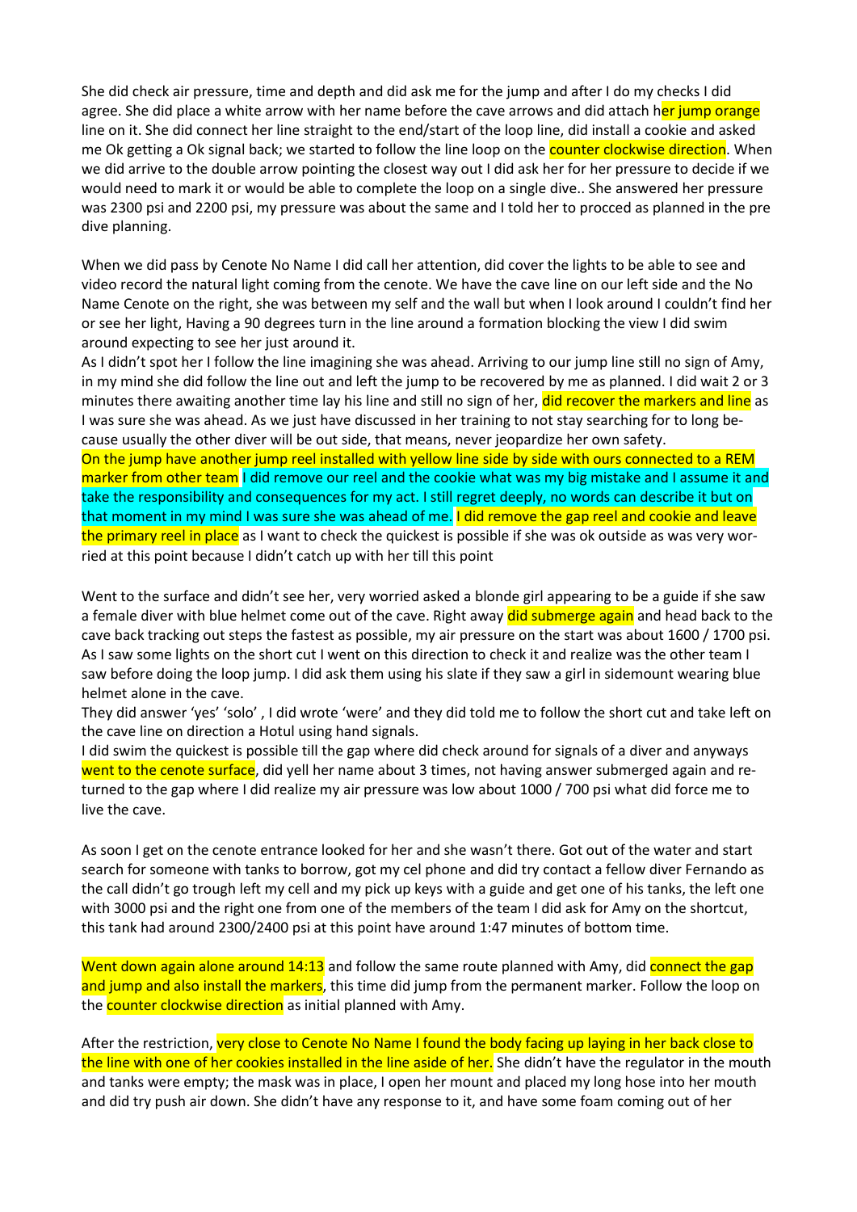She did check air pressure, time and depth and did ask me for the jump and after I do my checks I did agree. She did place a white arrow with her name before the cave arrows and did attach her jump orange line on it. She did connect her line straight to the end/start of the loop line, did install a cookie and asked me Ok getting a Ok signal back; we started to follow the line loop on the counter clockwise direction. When we did arrive to the double arrow pointing the closest way out I did ask her for her pressure to decide if we would need to mark it or would be able to complete the loop on a single dive.. She answered her pressure was 2300 psi and 2200 psi, my pressure was about the same and I told her to procced as planned in the pre dive planning.

When we did pass by Cenote No Name I did call her attention, did cover the lights to be able to see and video record the natural light coming from the cenote. We have the cave line on our left side and the No Name Cenote on the right, she was between my self and the wall but when I look around I couldn't find her or see her light, Having a 90 degrees turn in the line around a formation blocking the view I did swim around expecting to see her just around it.

As I didn't spot her I follow the line imagining she was ahead. Arriving to our jump line still no sign of Amy, in my mind she did follow the line out and left the jump to be recovered by me as planned. I did wait 2 or 3 minutes there awaiting another time lay his line and still no sign of her, did recover the markers and line as I was sure she was ahead. As we just have discussed in her training to not stay searching for to long be-cause usually the other diver will be out side, that means, never jeopardize her own safety.

On the jump have another jump reel installed with yellow line side by side with ours connected to a REM marker from other team I did remove our reel and the cookie what was my big mistake and I assume it and take the responsibility and consequences for my act. I still regret deeply, no words can describe it but on that moment in my mind I was sure she was ahead of me. I did remove the gap reel and cookie and leave the primary reel in place as I want to check the quickest is possible if she was ok outside as was very wor-ried at this point because I didn't catch up with her till this point

Went to the surface and didn't see her, very worried asked a blonde girl appearing to be a guide if she saw a female diver with blue helmet come out of the cave. Right away did submerge again and head back to the cave back tracking out steps the fastest as possible, my air pressure on the start was about 1600 / 1700 psi. As I saw some lights on the short cut I went on this direction to check it and realize was the other team I saw before doing the loop jump. I did ask them using his slate if they saw a girl in sidemount wearing blue helmet alone in the cave.

They did answer 'yes' 'solo' , I did wrote 'were' and they did told me to follow the short cut and take left on the cave line on direction a Hotul using hand signals.

I did swim the quickest is possible till the gap where did check around for signals of a diver and anyways went to the cenote surface, did yell her name about 3 times, not having answer submerged again and re-turned to the gap where I did realize my air pressure was low about 1000 / 700 psi what did force me to live the cave.

As soon I get on the cenote entrance looked for her and she wasn't there. Got out of the water and start search for someone with tanks to borrow, got my cel phone and did try contact a fellow diver Fernando as the call didn't go trough left my cell and my pick up keys with a guide and get one of his tanks, the left one with 3000 psi and the right one from one of the members of the team I did ask for Amy on the shortcut, this tank had around 2300/2400 psi at this point have around 1:47 minutes of bottom time.

Went down again alone around 14:13 and follow the same route planned with Amy, did connect the gap and jump and also install the markers, this time did jump from the permanent marker. Follow the loop on the counter clockwise direction as initial planned with Amy.

After the restriction, very close to Cenote No Name I found the body facing up laying in her back close to the line with one of her cookies installed in the line aside of her. She didn't have the regulator in the mouth and tanks were empty; the mask was in place, I open her mount and placed my long hose into her mouth and did try push air down. She didn't have any response to it, and have some foam coming out of her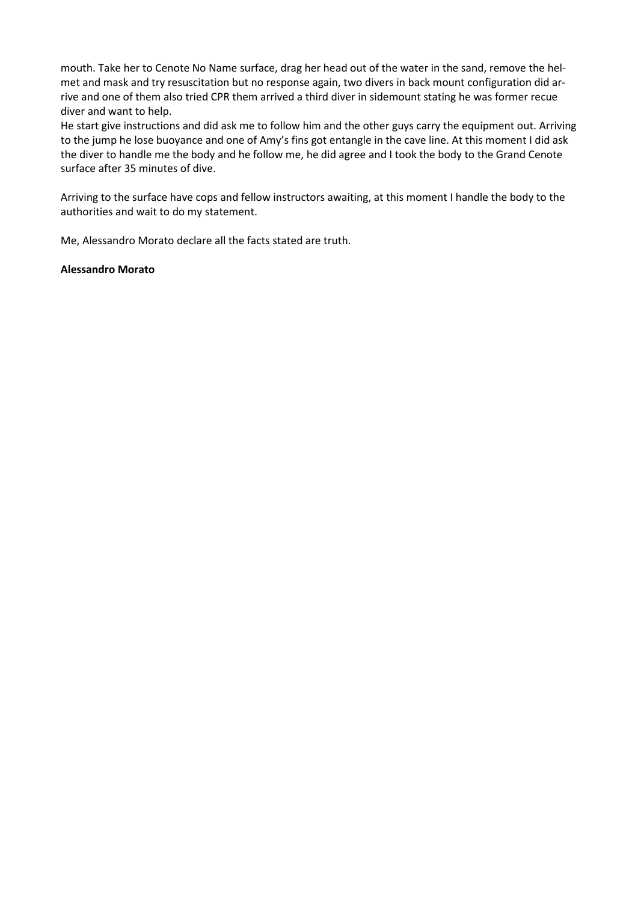mouth. Take her to Cenote No Name surface, drag her head out of the water in the sand, remove the helmet and mask and try resuscitation but no response again, two divers in back mount configuration did arrive and one of them also tried CPR them arrived a third diver in sidemount stating he was former recue diver and want to help.
He start give instructions and did ask me to follow him and the other guys carry the equipment out. Arriving to the jump he lose buoyance and one of Amy's fins got entangle in the cave line. At this moment I did ask the diver to handle me the body and he follow me, he did agree and I took the body to the Grand Cenote surface after 35 minutes of dive.

Arriving to the surface have cops and fellow instructors awaiting, at this moment I handle the body to the authorities and wait to do my statement.

Me, Alessandro Morato declare all the facts stated are truth.

**Alessandro Morato**